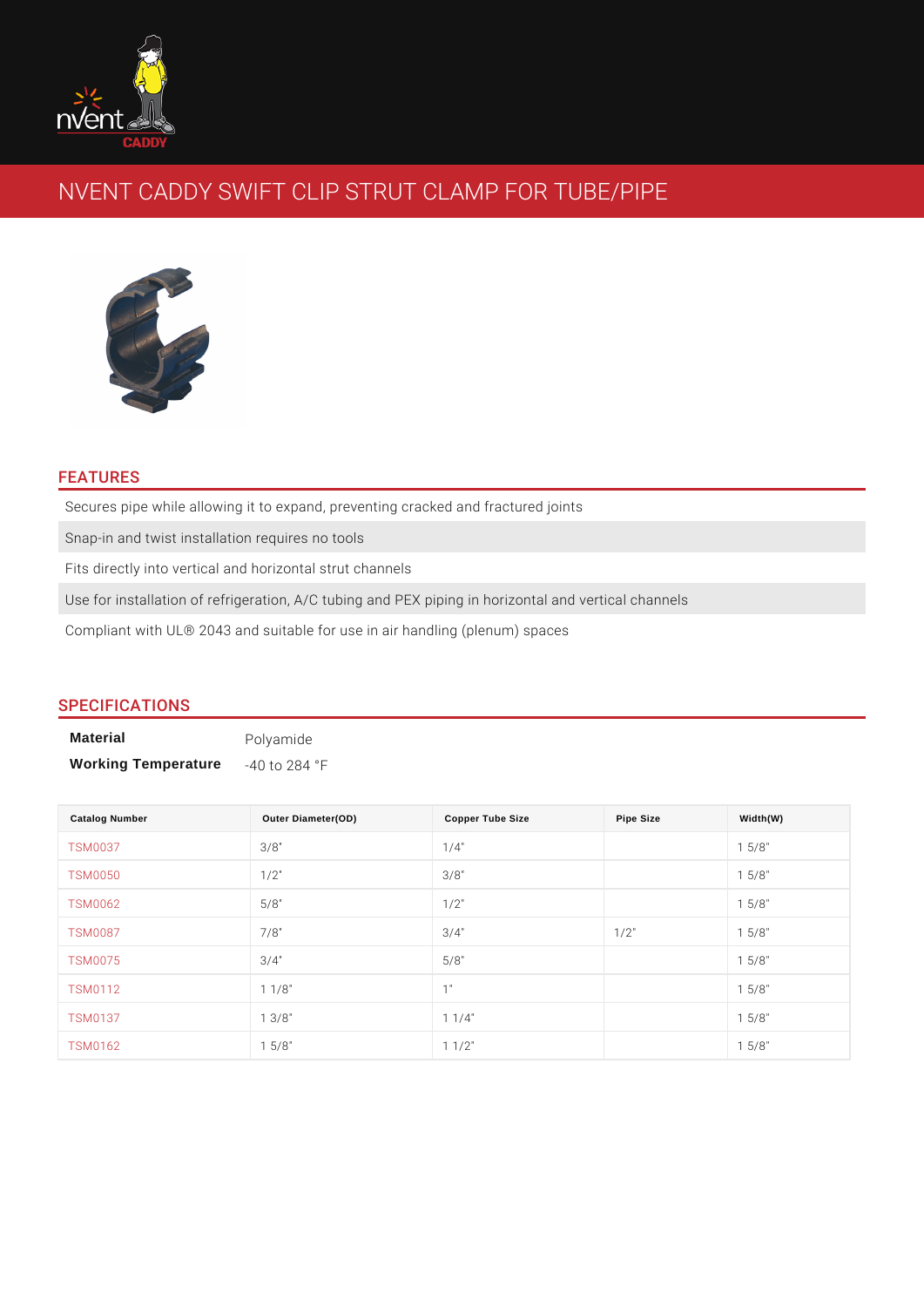# NVENT CADDY SWIFT CLIP STRUT CLAMP FOR TUBE/PIPE

## FEATURES

- Secures pipe while allowing it to expand, preventing cracked and fractured joints
- Snap-in and twist installation requires no tools
- Fits directly into vertical and horizontal strut channels
- Use for installation of refrigeration, A/C tubing and PEX piping in horizontal and vertical channels
- Compliant with UL® 2043 and suitable for use in air handling (plenum) spaces

## SPECIFICATIONS

| | |
|---|---|
| **Material** | Polyamide |
| **Working Temperature** | -40 to 284 °F |

| Catalog Number | Outer Diameter(OD) | Copper Tube Size | Pipe Size | Width(W) |
|---|---|---|---|---|
| TSM0037 | 3/8" | 1/4" | | 1 5/8" |
| TSM0050 | 1/2" | 3/8" | | 1 5/8" |
| TSM0062 | 5/8" | 1/2" | | 1 5/8" |
| TSM0087 | 7/8" | 3/4" | 1/2" | 1 5/8" |
| TSM0075 | 3/4" | 5/8" | | 1 5/8" |
| TSM0112 | 1 1/8" | 1" | | 1 5/8" |
| TSM0137 | 1 3/8" | 1 1/4" | | 1 5/8" |
| TSM0162 | 1 5/8" | 1 1/2" | | 1 5/8" |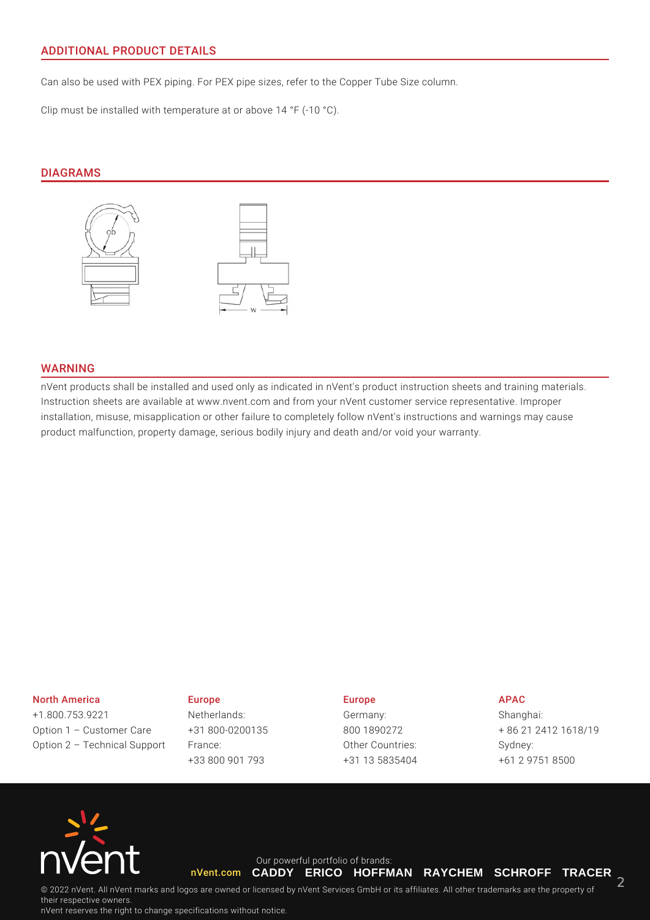## ADDITIONAL PRODUCT DETAILS

Can also be used with PEX piping. For PEX pipe sizes, refer to the Copper Tube Size column.

Clip must be installed with temperature at or above 14 °F (-10 °C).

## DIAGRAMS

OD

W

## WARNING

nVent products shall be installed and used only as indicated in nVent's product instruction sheets and training materials. Instruction sheets are available at www.nvent.com and from your nVent customer service representative. Improper installation, misuse, misapplication or other failure to completely follow nVent's instructions and warnings may cause product malfunction, property damage, serious bodily injury and death and/or void your warranty.

**North America**
+1.800.753.9221
Option 1 – Customer Care
Option 2 – Technical Support

**Europe**
Netherlands:
+31 800-0200135
France:
+33 800 901 793

**Europe**
Germany:
800 1890272
Other Countries:
+31 13 5835404

**APAC**
Shanghai:
+ 86 21 2412 1618/19
Sydney:
+61 2 9751 8500

nVent

Our powerful portfolio of brands:
nVent.com CADDY ERICO HOFFMAN RAYCHEM SCHROFF TRACER

© 2022 nVent. All nVent marks and logos are owned or licensed by nVent Services GmbH or its affiliates. All other trademarks are the property of their respective owners.
nVent reserves the right to change specifications without notice.